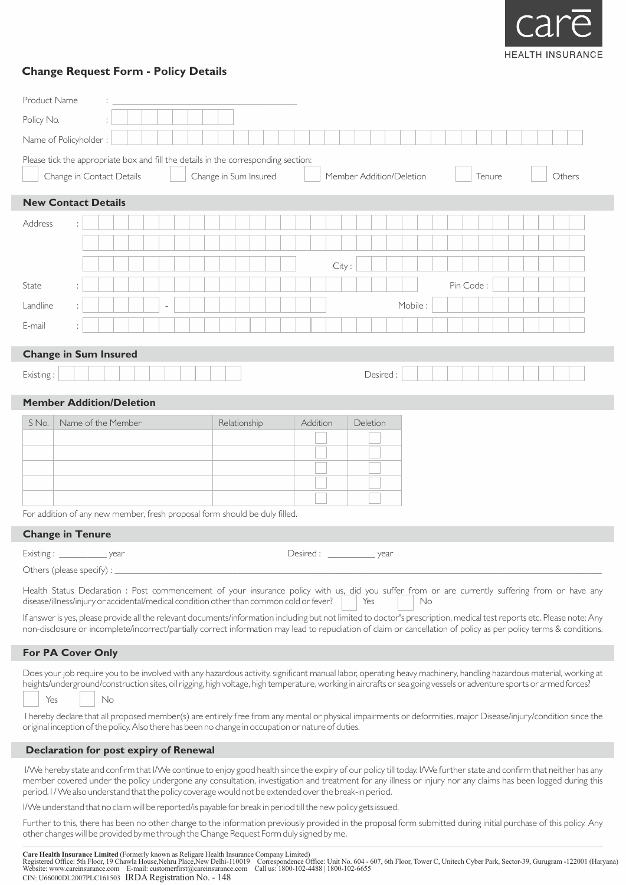care
HEALTH INSURANCE

## Change Request Form - Policy Details

Product Name : ________________________________

Policy No. :

Name of Policyholder :

Please tick the appropriate box and fill the details in the corresponding section:

☐ Change in Contact Details ☐ Change in Sum Insured ☐ Member Addition/Deletion ☐ Tenure ☐ Others

### New Contact Details

Address :

City :

State : Pin Code :

Landline : - Mobile :

E-mail :

### Change in Sum Insured

Existing : Desired :

### Member Addition/Deletion

| S No. | Name of the Member | Relationship | Addition | Deletion |
|---|---|---|---|---|
| | | | ☐ | ☐ |
| | | | ☐ | ☐ |
| | | | ☐ | ☐ |
| | | | ☐ | ☐ |
| | | | ☐ | ☐ |

For addition of any new member, fresh proposal form should be duly filled.

### Change in Tenure

Existing : __________ year Desired : __________ year

Others (please specify) : ________________________________

Health Status Declaration : Post commencement of your insurance policy with us, did you suffer from or are currently suffering from or have any disease/illness/injury or accidental/medical condition other than common cold or fever? ☐ Yes ☐ No

If answer is yes, please provide all the relevant documents/information including but not limited to doctor's prescription, medical test reports etc. Please note: Any non-disclosure or incomplete/incorrect/partially correct information may lead to repudiation of claim or cancellation of policy as per policy terms & conditions.

### For PA Cover Only

Does your job require you to be involved with any hazardous activity, significant manual labor, operating heavy machinery, handling hazardous material, working at heights/underground/construction sites, oil rigging, high voltage, high temperature, working in aircrafts or sea going vessels or adventure sports or armed forces?

☐ Yes ☐ No

I hereby declare that all proposed member(s) are entirely free from any mental or physical impairments or deformities, major Disease/injury/condition since the original inception of the policy. Also there has been no change in occupation or nature of duties.

### Declaration for post expiry of Renewal

I/We hereby state and confirm that I/We continue to enjoy good health since the expiry of our policy till today. I/We further state and confirm that neither has any member covered under the policy undergone any consultation, investigation and treatment for any illness or injury nor any claims has been logged during this period. I / We also understand that the policy coverage would not be extended over the break-in period.

I/We understand that no claim will be reported/is payable for break in period till the new policy gets issued.

Further to this, there has been no other change to the information previously provided in the proposal form submitted during initial purchase of this policy. Any other changes will be provided by me through the Change Request Form duly signed by me.

**Care Health Insurance Limited** (Formerly known as Religare Health Insurance Company Limited)
Registered Office: 5th Floor, 19 Chawla House,Nehru Place,New Delhi-110019 Correspondence Office: Unit No. 604 - 607, 6th Floor, Tower C, Unitech Cyber Park, Sector-39, Gurugram -122001 (Haryana)
Website: www.careinsurance.com E-mail: customerfirst@careinsurance.com Call us: 1800-102-4488 | 1800-102-6655
CIN: U66000DL2007PLC161503 IRDA Registration No. - 148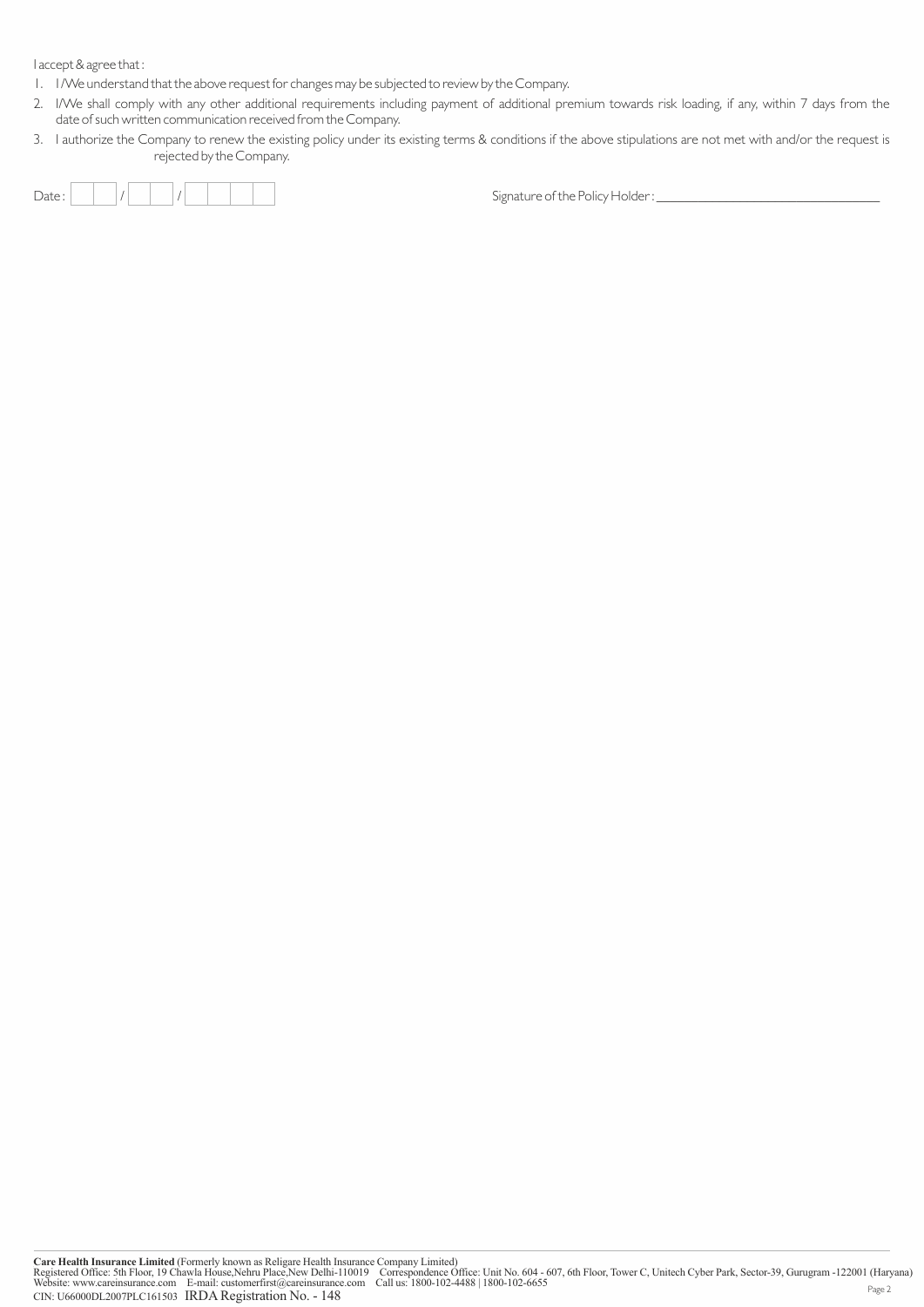I accept & agree that :

1. I/We understand that the above request for changes may be subjected to review by the Company.
2. I/We shall comply with any other additional requirements including payment of additional premium towards risk loading, if any, within 7 days from the date of such written communication received from the Company.
3. I authorize the Company to renew the existing policy under its existing terms & conditions if the above stipulations are not met with and/or the request is rejected by the Company.

Date : ___ ___ / ___ ___ / ___ ___ ___ ___

Signature of the Policy Holder : ______________________________

**Care Health Insurance Limited** (Formerly known as Religare Health Insurance Company Limited)
Registered Office: 5th Floor, 19 Chawla House,Nehru Place,New Delhi-110019 Correspondence Office: Unit No. 604 - 607, 6th Floor, Tower C, Unitech Cyber Park, Sector-39, Gurugram -122001 (Haryana)
Website: www.careinsurance.com E-mail: customerfirst@careinsurance.com Call us: 1800-102-4488 | 1800-102-6655
CIN: U66000DL2007PLC161503 IRDA Registration No. - 148